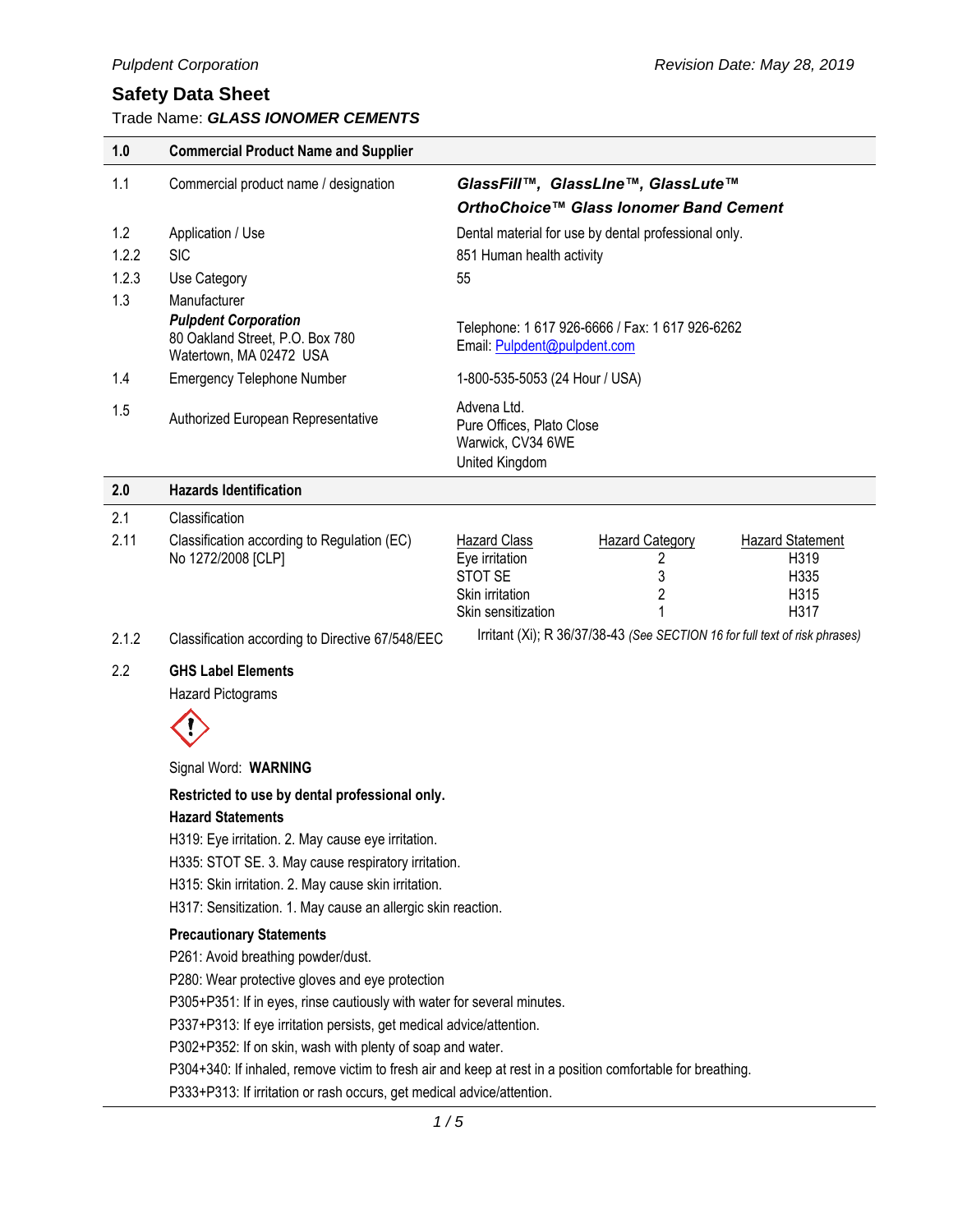# Safety Data Sheet

Trade Name: ***GLASS IONOMER CEMENTS***

| **1.0** | **Commercial Product Name and Supplier** | |
|---|---|---|
| 1.1 | Commercial product name / designation | ***GlassFill™, GlassLIne™, GlassLute™*** ***OrthoChoice™ Glass Ionomer Band Cement*** |
| 1.2 | Application / Use | Dental material for use by dental professional only. |
| 1.2.2 | SIC | 851 Human health activity |
| 1.2.3 | Use Category | 55 |
| 1.3 | Manufacturer ***Pulpdent Corporation*** 80 Oakland Street, P.O. Box 780 Watertown, MA 02472 USA | Telephone: 1 617 926-6666 / Fax: 1 617 926-6262 Email: Pulpdent@pulpdent.com |
| 1.4 | Emergency Telephone Number | 1-800-535-5053 (24 Hour / USA) |
| 1.5 | Authorized European Representative | Advena Ltd. Pure Offices, Plato Close Warwick, CV34 6WE United Kingdom |

| **2.0** | **Hazards Identification** |
|---|---|

2.1 Classification

2.11 Classification according to Regulation (EC) No 1272/2008 [CLP]

| Hazard Class | Hazard Category | Hazard Statement |
|---|---|---|
| Eye irritation | 2 | H319 |
| STOT SE | 3 | H335 |
| Skin irritation | 2 | H315 |
| Skin sensitization | 1 | H317 |

2.1.2 Classification according to Directive 67/548/EEC — Irritant (Xi); R 36/37/38-43 *(See SECTION 16 for full text of risk phrases)*

2.2 **GHS Label Elements**

Hazard Pictograms

Signal Word: **WARNING**

**Restricted to use by dental professional only.**

**Hazard Statements**

H319: Eye irritation. 2. May cause eye irritation.

H335: STOT SE. 3. May cause respiratory irritation.

H315: Skin irritation. 2. May cause skin irritation.

H317: Sensitization. 1. May cause an allergic skin reaction.

**Precautionary Statements**

P261: Avoid breathing powder/dust.

P280: Wear protective gloves and eye protection

P305+P351: If in eyes, rinse cautiously with water for several minutes.

P337+P313: If eye irritation persists, get medical advice/attention.

P302+P352: If on skin, wash with plenty of soap and water.

P304+340: If inhaled, remove victim to fresh air and keep at rest in a position comfortable for breathing.

P333+P313: If irritation or rash occurs, get medical advice/attention.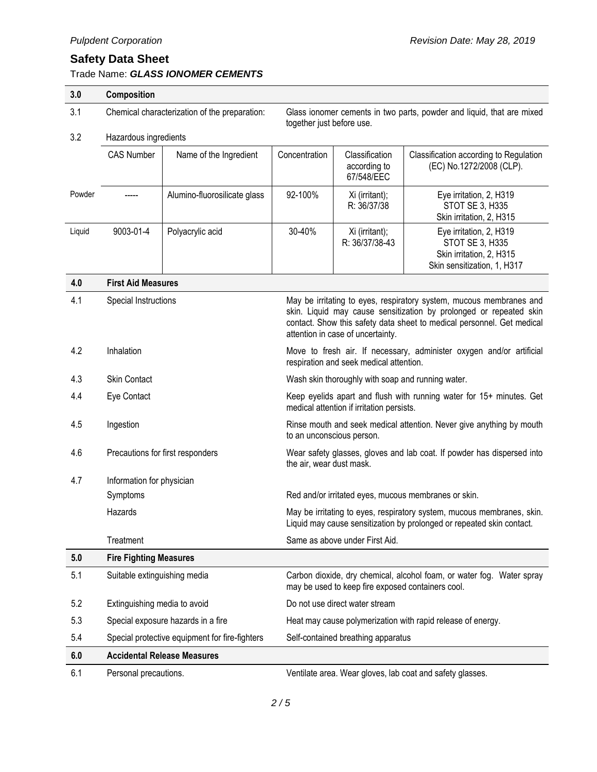## Safety Data Sheet

Trade Name: ***GLASS IONOMER CEMENTS***

| **3.0** | **Composition** | | | | |
|---|---|---|---|---|---|
| 3.1 | Chemical characterization of the preparation: | | Glass ionomer cements in two parts, powder and liquid, that are mixed together just before use. | | |
| 3.2 | Hazardous ingredients | | | | |
| | CAS Number | Name of the Ingredient | Concentration | Classification according to 67/548/EEC | Classification according to Regulation (EC) No.1272/2008 (CLP). |
| Powder | ----- | Alumino-fluorosilicate glass | 92-100% | Xi (irritant); R: 36/37/38 | Eye irritation, 2, H319<br>STOT SE 3, H335<br>Skin irritation, 2, H315 |
| Liquid | 9003-01-4 | Polyacrylic acid | 30-40% | Xi (irritant); R: 36/37/38-43 | Eye irritation, 2, H319<br>STOT SE 3, H335<br>Skin irritation, 2, H315<br>Skin sensitization, 1, H317 |

| **4.0** | **First Aid Measures** | |
|---|---|---|
| 4.1 | Special Instructions | May be irritating to eyes, respiratory system, mucous membranes and skin. Liquid may cause sensitization by prolonged or repeated skin contact. Show this safety data sheet to medical personnel. Get medical attention in case of uncertainty. |
| 4.2 | Inhalation | Move to fresh air. If necessary, administer oxygen and/or artificial respiration and seek medical attention. |
| 4.3 | Skin Contact | Wash skin thoroughly with soap and running water. |
| 4.4 | Eye Contact | Keep eyelids apart and flush with running water for 15+ minutes. Get medical attention if irritation persists. |
| 4.5 | Ingestion | Rinse mouth and seek medical attention. Never give anything by mouth to an unconscious person. |
| 4.6 | Precautions for first responders | Wear safety glasses, gloves and lab coat. If powder has dispersed into the air, wear dust mask. |
| 4.7 | Information for physician | |
| | Symptoms | Red and/or irritated eyes, mucous membranes or skin. |
| | Hazards | May be irritating to eyes, respiratory system, mucous membranes, skin. Liquid may cause sensitization by prolonged or repeated skin contact. |
| | Treatment | Same as above under First Aid. |

| **5.0** | **Fire Fighting Measures** | |
|---|---|---|
| 5.1 | Suitable extinguishing media | Carbon dioxide, dry chemical, alcohol foam, or water fog. Water spray may be used to keep fire exposed containers cool. |
| 5.2 | Extinguishing media to avoid | Do not use direct water stream |
| 5.3 | Special exposure hazards in a fire | Heat may cause polymerization with rapid release of energy. |
| 5.4 | Special protective equipment for fire-fighters | Self-contained breathing apparatus |

| **6.0** | **Accidental Release Measures** | |
|---|---|---|
| 6.1 | Personal precautions. | Ventilate area. Wear gloves, lab coat and safety glasses. |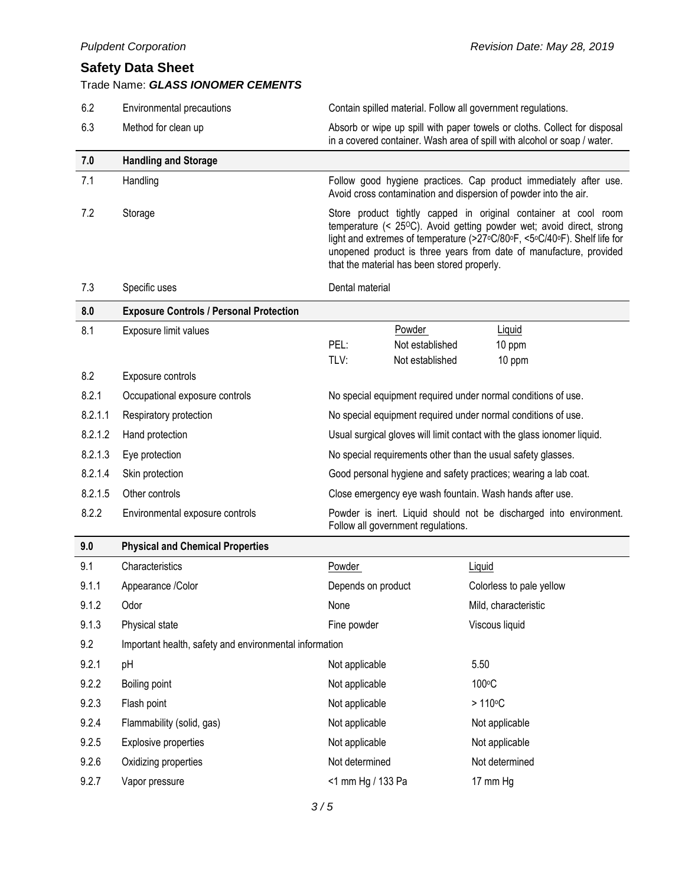| | | |
|---|---|---|
| 6.2 | Environmental precautions | Contain spilled material. Follow all government regulations. |
| 6.3 | Method for clean up | Absorb or wipe up spill with paper towels or cloths. Collect for disposal in a covered container. Wash area of spill with alcohol or soap / water. |

## 7.0 Handling and Storage

| | | |
|---|---|---|
| 7.1 | Handling | Follow good hygiene practices. Cap product immediately after use. Avoid cross contamination and dispersion of powder into the air. |
| 7.2 | Storage | Store product tightly capped in original container at cool room temperature (< 25ºC). Avoid getting powder wet; avoid direct, strong light and extremes of temperature (>27ºC/80ºF, <5ºC/40ºF). Shelf life for unopened product is three years from date of manufacture, provided that the material has been stored properly. |
| 7.3 | Specific uses | Dental material |

## 8.0 Exposure Controls / Personal Protection

| | | | | |
|---|---|---|---|---|
| 8.1 | Exposure limit values | | Powder | Liquid |
| | | PEL: | Not established | 10 ppm |
| | | TLV: | Not established | 10 ppm |

| | | |
|---|---|---|
| 8.2 | Exposure controls | |
| 8.2.1 | Occupational exposure controls | No special equipment required under normal conditions of use. |
| 8.2.1.1 | Respiratory protection | No special equipment required under normal conditions of use. |
| 8.2.1.2 | Hand protection | Usual surgical gloves will limit contact with the glass ionomer liquid. |
| 8.2.1.3 | Eye protection | No special requirements other than the usual safety glasses. |
| 8.2.1.4 | Skin protection | Good personal hygiene and safety practices; wearing a lab coat. |
| 8.2.1.5 | Other controls | Close emergency eye wash fountain. Wash hands after use. |
| 8.2.2 | Environmental exposure controls | Powder is inert. Liquid should not be discharged into environment. Follow all government regulations. |

## 9.0 Physical and Chemical Properties

| | | | |
|---|---|---|---|
| 9.1 | Characteristics | Powder | Liquid |
| 9.1.1 | Appearance /Color | Depends on product | Colorless to pale yellow |
| 9.1.2 | Odor | None | Mild, characteristic |
| 9.1.3 | Physical state | Fine powder | Viscous liquid |
| 9.2 | Important health, safety and environmental information | | |
| 9.2.1 | pH | Not applicable | 5.50 |
| 9.2.2 | Boiling point | Not applicable | 100ºC |
| 9.2.3 | Flash point | Not applicable | > 110ºC |
| 9.2.4 | Flammability (solid, gas) | Not applicable | Not applicable |
| 9.2.5 | Explosive properties | Not applicable | Not applicable |
| 9.2.6 | Oxidizing properties | Not determined | Not determined |
| 9.2.7 | Vapor pressure | <1 mm Hg / 133 Pa | 17 mm Hg |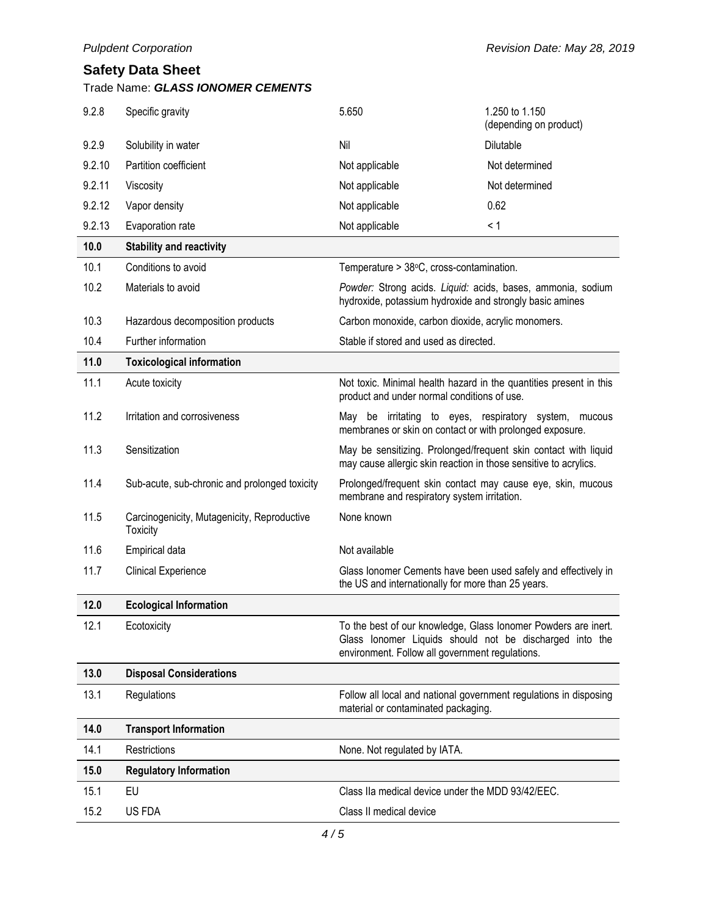| | | | |
|---|---|---|---|
| 9.2.8 | Specific gravity | 5.650 | 1.250 to 1.150 (depending on product) |
| 9.2.9 | Solubility in water | Nil | Dilutable |
| 9.2.10 | Partition coefficient | Not applicable | Not determined |
| 9.2.11 | Viscosity | Not applicable | Not determined |
| 9.2.12 | Vapor density | Not applicable | 0.62 |
| 9.2.13 | Evaporation rate | Not applicable | < 1 |

| | | |
|---|---|---|
| **10.0** | **Stability and reactivity** | |
| 10.1 | Conditions to avoid | Temperature > 38°C, cross-contamination. |
| 10.2 | Materials to avoid | *Powder:* Strong acids. *Liquid:* acids, bases, ammonia, sodium hydroxide, potassium hydroxide and strongly basic amines |
| 10.3 | Hazardous decomposition products | Carbon monoxide, carbon dioxide, acrylic monomers. |
| 10.4 | Further information | Stable if stored and used as directed. |
| **11.0** | **Toxicological information** | |
| 11.1 | Acute toxicity | Not toxic. Minimal health hazard in the quantities present in this product and under normal conditions of use. |
| 11.2 | Irritation and corrosiveness | May be irritating to eyes, respiratory system, mucous membranes or skin on contact or with prolonged exposure. |
| 11.3 | Sensitization | May be sensitizing. Prolonged/frequent skin contact with liquid may cause allergic skin reaction in those sensitive to acrylics. |
| 11.4 | Sub-acute, sub-chronic and prolonged toxicity | Prolonged/frequent skin contact may cause eye, skin, mucous membrane and respiratory system irritation. |
| 11.5 | Carcinogenicity, Mutagenicity, Reproductive Toxicity | None known |
| 11.6 | Empirical data | Not available |
| 11.7 | Clinical Experience | Glass Ionomer Cements have been used safely and effectively in the US and internationally for more than 25 years. |
| **12.0** | **Ecological Information** | |
| 12.1 | Ecotoxicity | To the best of our knowledge, Glass Ionomer Powders are inert. Glass Ionomer Liquids should not be discharged into the environment. Follow all government regulations. |
| **13.0** | **Disposal Considerations** | |
| 13.1 | Regulations | Follow all local and national government regulations in disposing material or contaminated packaging. |
| **14.0** | **Transport Information** | |
| 14.1 | Restrictions | None. Not regulated by IATA. |
| **15.0** | **Regulatory Information** | |
| 15.1 | EU | Class IIa medical device under the MDD 93/42/EEC. |
| 15.2 | US FDA | Class II medical device |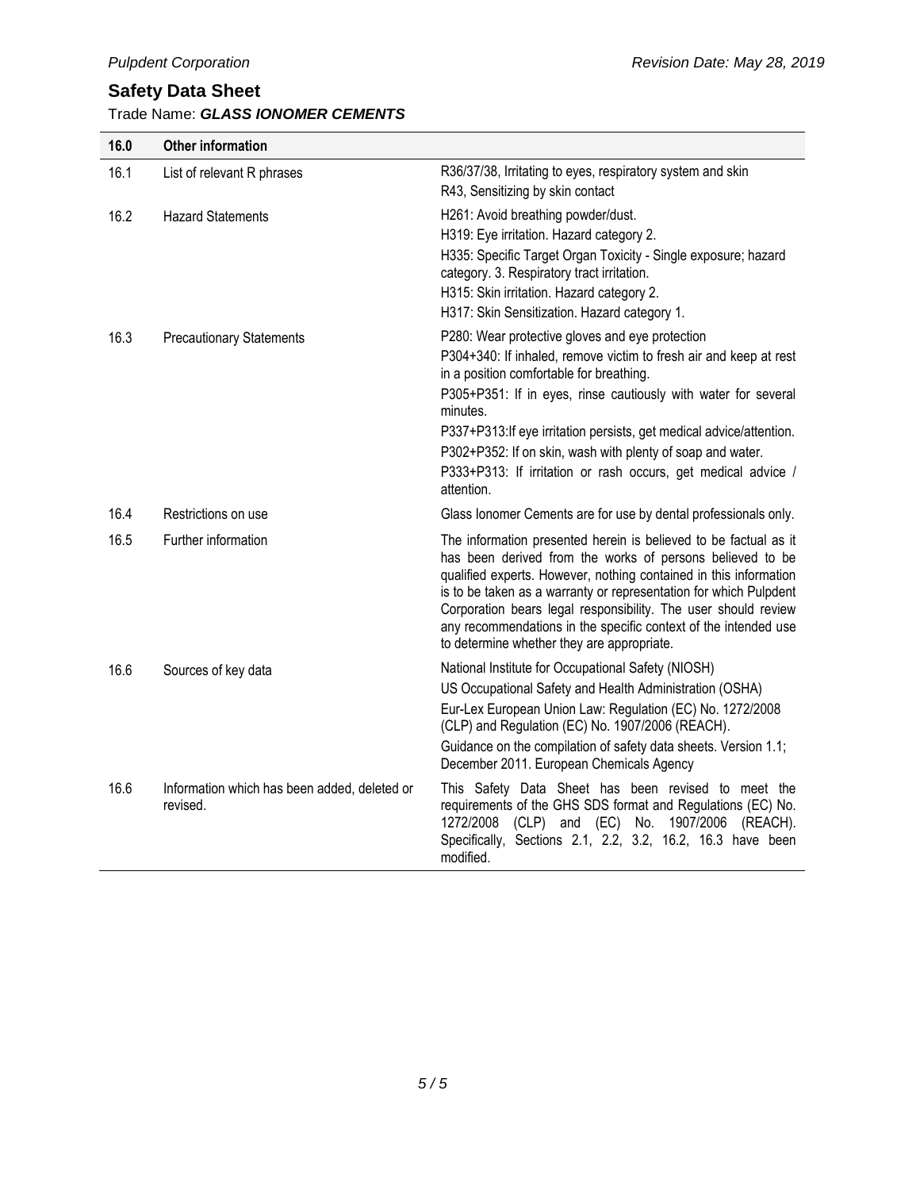## Safety Data Sheet

Trade Name: ***GLASS IONOMER CEMENTS***

| 16.0 | Other information | |
|---|---|---|
| 16.1 | List of relevant R phrases | R36/37/38, Irritating to eyes, respiratory system and skin<br>R43, Sensitizing by skin contact |
| 16.2 | Hazard Statements | H261: Avoid breathing powder/dust.<br>H319: Eye irritation. Hazard category 2.<br>H335: Specific Target Organ Toxicity - Single exposure; hazard category. 3. Respiratory tract irritation.<br>H315: Skin irritation. Hazard category 2.<br>H317: Skin Sensitization. Hazard category 1. |
| 16.3 | Precautionary Statements | P280: Wear protective gloves and eye protection<br>P304+340: If inhaled, remove victim to fresh air and keep at rest in a position comfortable for breathing.<br>P305+P351: If in eyes, rinse cautiously with water for several minutes.<br>P337+P313:If eye irritation persists, get medical advice/attention.<br>P302+P352: If on skin, wash with plenty of soap and water.<br>P333+P313: If irritation or rash occurs, get medical advice / attention. |
| 16.4 | Restrictions on use | Glass Ionomer Cements are for use by dental professionals only. |
| 16.5 | Further information | The information presented herein is believed to be factual as it has been derived from the works of persons believed to be qualified experts. However, nothing contained in this information is to be taken as a warranty or representation for which Pulpdent Corporation bears legal responsibility. The user should review any recommendations in the specific context of the intended use to determine whether they are appropriate. |
| 16.6 | Sources of key data | National Institute for Occupational Safety (NIOSH)<br>US Occupational Safety and Health Administration (OSHA)<br>Eur-Lex European Union Law: Regulation (EC) No. 1272/2008 (CLP) and Regulation (EC) No. 1907/2006 (REACH).<br>Guidance on the compilation of safety data sheets. Version 1.1; December 2011. European Chemicals Agency |
| 16.6 | Information which has been added, deleted or revised. | This Safety Data Sheet has been revised to meet the requirements of the GHS SDS format and Regulations (EC) No. 1272/2008 (CLP) and (EC) No. 1907/2006 (REACH). Specifically, Sections 2.1, 2.2, 3.2, 16.2, 16.3 have been modified. |